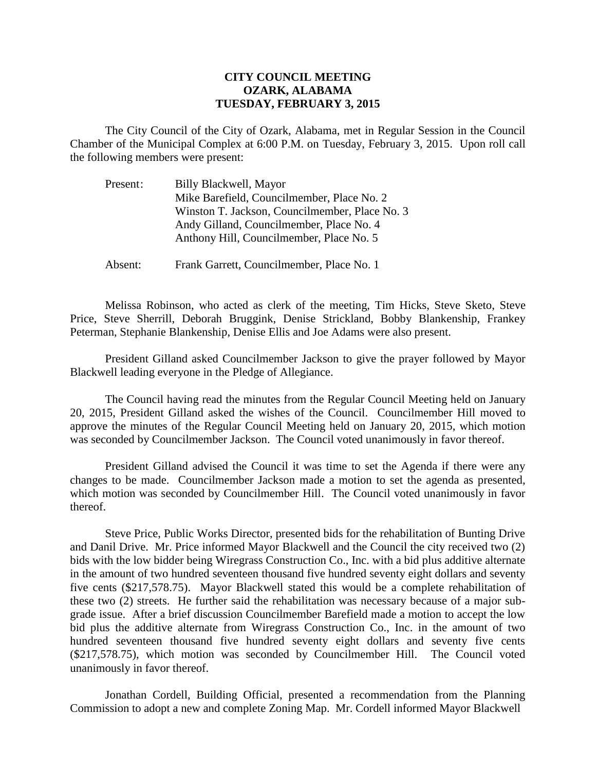**CITY COUNCIL MEETING**
**OZARK, ALABAMA**
**TUESDAY, FEBRUARY 3, 2015**

The City Council of the City of Ozark, Alabama, met in Regular Session in the Council Chamber of the Municipal Complex at 6:00 P.M. on Tuesday, February 3, 2015. Upon roll call the following members were present:

Present: Billy Blackwell, Mayor
Mike Barefield, Councilmember, Place No. 2
Winston T. Jackson, Councilmember, Place No. 3
Andy Gilland, Councilmember, Place No. 4
Anthony Hill, Councilmember, Place No. 5

Absent: Frank Garrett, Councilmember, Place No. 1

Melissa Robinson, who acted as clerk of the meeting, Tim Hicks, Steve Sketo, Steve Price, Steve Sherrill, Deborah Bruggink, Denise Strickland, Bobby Blankenship, Frankey Peterman, Stephanie Blankenship, Denise Ellis and Joe Adams were also present.

President Gilland asked Councilmember Jackson to give the prayer followed by Mayor Blackwell leading everyone in the Pledge of Allegiance.

The Council having read the minutes from the Regular Council Meeting held on January 20, 2015, President Gilland asked the wishes of the Council. Councilmember Hill moved to approve the minutes of the Regular Council Meeting held on January 20, 2015, which motion was seconded by Councilmember Jackson. The Council voted unanimously in favor thereof.

President Gilland advised the Council it was time to set the Agenda if there were any changes to be made. Councilmember Jackson made a motion to set the agenda as presented, which motion was seconded by Councilmember Hill. The Council voted unanimously in favor thereof.

Steve Price, Public Works Director, presented bids for the rehabilitation of Bunting Drive and Danil Drive. Mr. Price informed Mayor Blackwell and the Council the city received two (2) bids with the low bidder being Wiregrass Construction Co., Inc. with a bid plus additive alternate in the amount of two hundred seventeen thousand five hundred seventy eight dollars and seventy five cents ($217,578.75). Mayor Blackwell stated this would be a complete rehabilitation of these two (2) streets. He further said the rehabilitation was necessary because of a major sub-grade issue. After a brief discussion Councilmember Barefield made a motion to accept the low bid plus the additive alternate from Wiregrass Construction Co., Inc. in the amount of two hundred seventeen thousand five hundred seventy eight dollars and seventy five cents ($217,578.75), which motion was seconded by Councilmember Hill. The Council voted unanimously in favor thereof.

Jonathan Cordell, Building Official, presented a recommendation from the Planning Commission to adopt a new and complete Zoning Map. Mr. Cordell informed Mayor Blackwell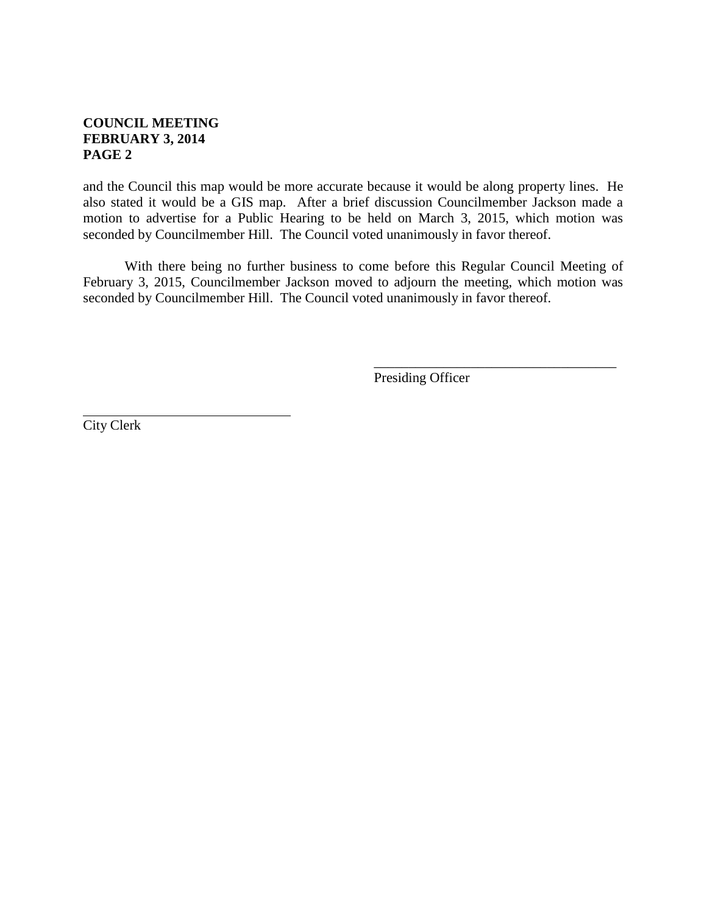and the Council this map would be more accurate because it would be along property lines. He also stated it would be a GIS map. After a brief discussion Councilmember Jackson made a motion to advertise for a Public Hearing to be held on March 3, 2015, which motion was seconded by Councilmember Hill. The Council voted unanimously in favor thereof.

With there being no further business to come before this Regular Council Meeting of February 3, 2015, Councilmember Jackson moved to adjourn the meeting, which motion was seconded by Councilmember Hill. The Council voted unanimously in favor thereof.

____________________________________
Presiding Officer

______________________________
City Clerk